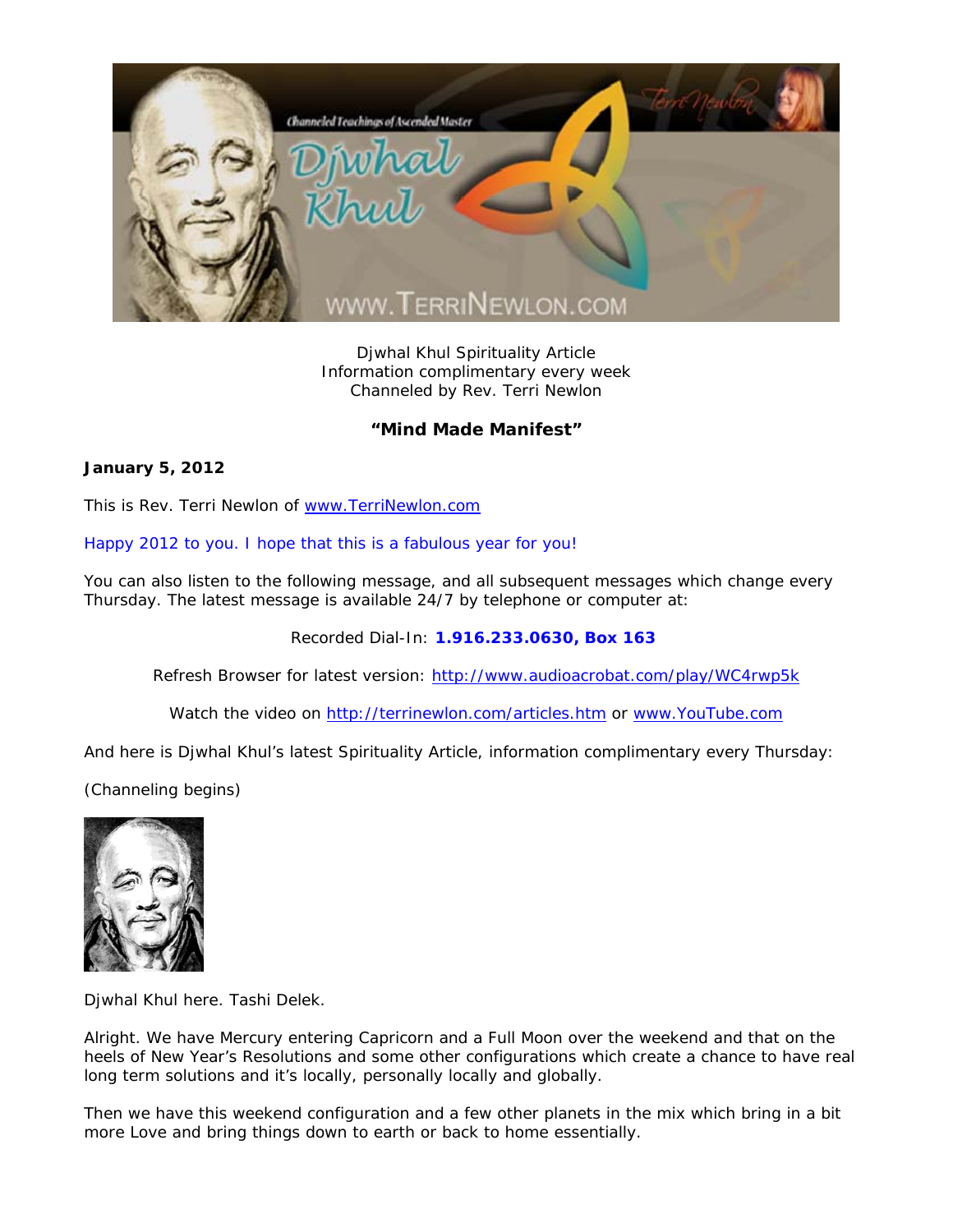Djwhal Khul Spirituality Article
Information complimentary every week
Channeled by Rev. Terri Newlon

## "Mind Made Manifest"

**January 5, 2012**

This is Rev. Terri Newlon of www.TerriNewlon.com

Happy 2012 to you. I hope that this is a fabulous year for you!

You can also listen to the following message, and all subsequent messages which change every Thursday. The latest message is available 24/7 by telephone or computer at:

Recorded Dial-In: **1.916.233.0630, Box 163**

Refresh Browser for latest version: http://www.audioacrobat.com/play/WC4rwp5k

Watch the video on http://terrinewlon.com/articles.htm or www.YouTube.com

And here is Djwhal Khul's latest Spirituality Article, information complimentary every Thursday:

(Channeling begins)

Djwhal Khul here. Tashi Delek.

Alright. We have Mercury entering Capricorn and a Full Moon over the weekend and that on the heels of New Year's Resolutions and some other configurations which create a chance to have real long term solutions and it's locally, personally locally and globally.

Then we have this weekend configuration and a few other planets in the mix which bring in a bit more Love and bring things down to earth or back to home essentially.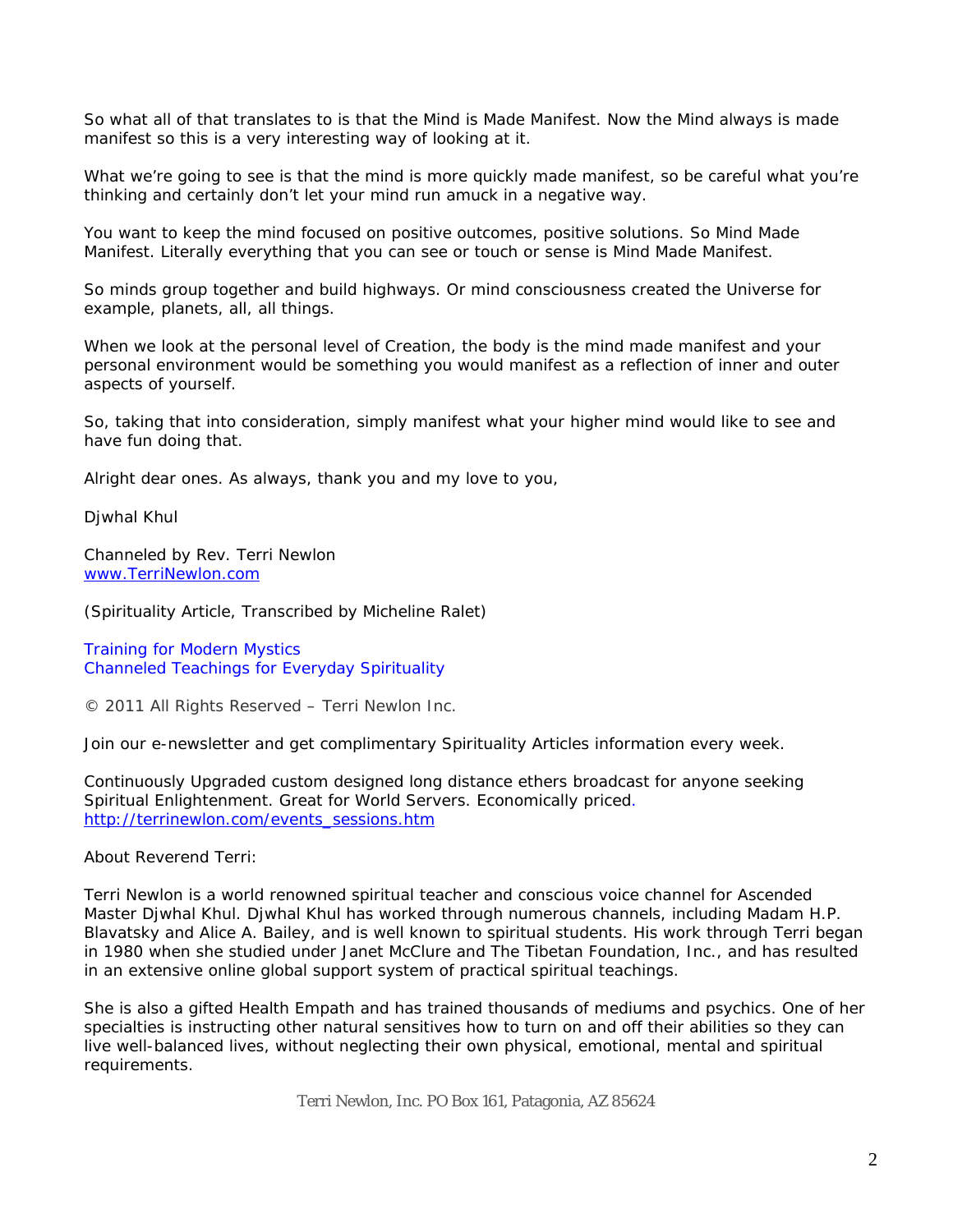So what all of that translates to is that the Mind is Made Manifest. Now the Mind always is made manifest so this is a very interesting way of looking at it.

What we're going to see is that the mind is more quickly made manifest, so be careful what you're thinking and certainly don't let your mind run amuck in a negative way.

You want to keep the mind focused on positive outcomes, positive solutions. So Mind Made Manifest. Literally everything that you can see or touch or sense is Mind Made Manifest.

So minds group together and build highways. Or mind consciousness created the Universe for example, planets, all, all things.

When we look at the personal level of Creation, the body is the mind made manifest and your personal environment would be something you would manifest as a reflection of inner and outer aspects of yourself.

So, taking that into consideration, simply manifest what your higher mind would like to see and have fun doing that.

Alright dear ones. As always, thank you and my love to you,

Djwhal Khul

Channeled by Rev. Terri Newlon
[www.TerriNewlon.com](http://www.TerriNewlon.com)

(Spirituality Article, Transcribed by Micheline Ralet)

Training for Modern Mystics
Channeled Teachings for Everyday Spirituality

© 2011 All Rights Reserved – Terri Newlon Inc.

Join our e-newsletter and get complimentary Spirituality Articles information every week.

Continuously Upgraded custom designed long distance ethers broadcast for anyone seeking Spiritual Enlightenment. Great for World Servers. Economically priced.
[http://terrinewlon.com/events_sessions.htm](http://terrinewlon.com/events_sessions.htm)

About Reverend Terri:

Terri Newlon is a world renowned spiritual teacher and conscious voice channel for Ascended Master Djwhal Khul. Djwhal Khul has worked through numerous channels, including Madam H.P. Blavatsky and Alice A. Bailey, and is well known to spiritual students. His work through Terri began in 1980 when she studied under Janet McClure and The Tibetan Foundation, Inc., and has resulted in an extensive online global support system of practical spiritual teachings.

She is also a gifted Health Empath and has trained thousands of mediums and psychics. One of her specialties is instructing other natural sensitives how to turn on and off their abilities so they can live well-balanced lives, without neglecting their own physical, emotional, mental and spiritual requirements.

Terri Newlon, Inc. PO Box 161, Patagonia, AZ 85624